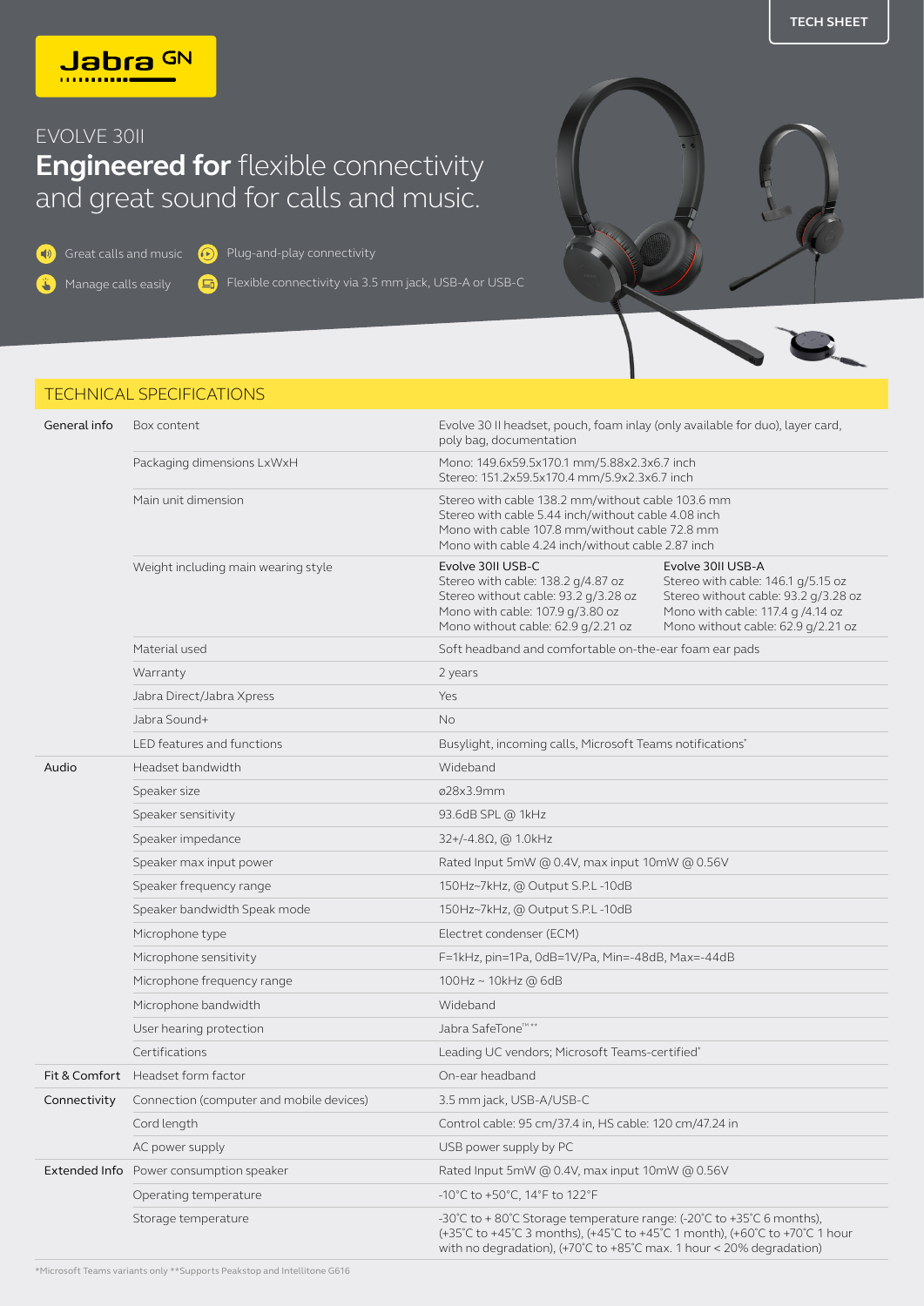TECH SHEET

Jabra GN

EVOLVE 30II

# **Engineered for** flexible connectivity and great sound for calls and music.

- Great calls and music
- Plug-and-play connectivity
- Manage calls easily
- Flexible connectivity via 3.5 mm jack, USB-A or USB-C

## TECHNICAL SPECIFICATIONS

| | | | |
|---|---|---|---|
| General info | Box content | Evolve 30 II headset, pouch, foam inlay (only available for duo), layer card, poly bag, documentation | |
| | Packaging dimensions LxWxH | Mono: 149.6x59.5x170.1 mm/5.88x2.3x6.7 inch<br>Stereo: 151.2x59.5x170.4 mm/5.9x2.3x6.7 inch | |
| | Main unit dimension | Stereo with cable 138.2 mm/without cable 103.6 mm<br>Stereo with cable 5.44 inch/without cable 4.08 inch<br>Mono with cable 107.8 mm/without cable 72.8 mm<br>Mono with cable 4.24 inch/without cable 2.87 inch | |
| | Weight including main wearing style | Evolve 30II USB-C<br>Stereo with cable: 138.2 g/4.87 oz<br>Stereo without cable: 93.2 g/3.28 oz<br>Mono with cable: 107.9 g/3.80 oz<br>Mono without cable: 62.9 g/2.21 oz | Evolve 30II USB-A<br>Stereo with cable: 146.1 g/5.15 oz<br>Stereo without cable: 93.2 g/3.28 oz<br>Mono with cable: 117.4 g /4.14 oz<br>Mono without cable: 62.9 g/2.21 oz |
| | Material used | Soft headband and comfortable on-the-ear foam ear pads | |
| | Warranty | 2 years | |
| | Jabra Direct/Jabra Xpress | Yes | |
| | Jabra Sound+ | No | |
| | LED features and functions | Busylight, incoming calls, Microsoft Teams notifications* | |
| Audio | Headset bandwidth | Wideband | |
| | Speaker size | ø28x3.9mm | |
| | Speaker sensitivity | 93.6dB SPL @ 1kHz | |
| | Speaker impedance | 32+/-4.8Ω, @ 1.0kHz | |
| | Speaker max input power | Rated Input 5mW @ 0.4V, max input 10mW @ 0.56V | |
| | Speaker frequency range | 150Hz~7kHz, @ Output S.P.L -10dB | |
| | Speaker bandwidth Speak mode | 150Hz~7kHz, @ Output S.P.L -10dB | |
| | Microphone type | Electret condenser (ECM) | |
| | Microphone sensitivity | F=1kHz, pin=1Pa, 0dB=1V/Pa, Min=-48dB, Max=-44dB | |
| | Microphone frequency range | 100Hz ~ 10kHz @ 6dB | |
| | Microphone bandwidth | Wideband | |
| | User hearing protection | Jabra SafeTone™** | |
| | Certifications | Leading UC vendors; Microsoft Teams-certified* | |
| Fit & Comfort | Headset form factor | On-ear headband | |
| Connectivity | Connection (computer and mobile devices) | 3.5 mm jack, USB-A/USB-C | |
| | Cord length | Control cable: 95 cm/37.4 in, HS cable: 120 cm/47.24 in | |
| | AC power supply | USB power supply by PC | |
| Extended Info | Power consumption speaker | Rated Input 5mW @ 0.4V, max input 10mW @ 0.56V | |
| | Operating temperature | -10°C to +50°C, 14°F to 122°F | |
| | Storage temperature | -30°C to + 80°C Storage temperature range: (-20°C to +35°C 6 months), (+35°C to +45°C 3 months), (+45°C to +45°C 1 month), (+60°C to +70°C 1 hour with no degradation), (+70°C to +85°C max. 1 hour < 20% degradation) | |

*Microsoft Teams variants only **Supports Peakstop and Intellitone G616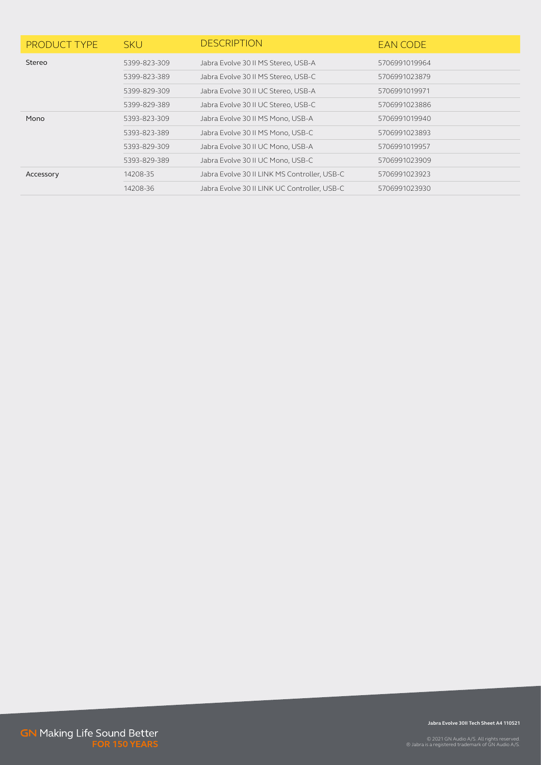| PRODUCT TYPE | SKU | DESCRIPTION | EAN CODE |
|---|---|---|---|
| Stereo | 5399-823-309 | Jabra Evolve 30 II MS Stereo, USB-A | 5706991019964 |
| | 5399-823-389 | Jabra Evolve 30 II MS Stereo, USB-C | 5706991023879 |
| | 5399-829-309 | Jabra Evolve 30 II UC Stereo, USB-A | 5706991019971 |
| | 5399-829-389 | Jabra Evolve 30 II UC Stereo, USB-C | 5706991023886 |
| Mono | 5393-823-309 | Jabra Evolve 30 II MS Mono, USB-A | 5706991019940 |
| | 5393-823-389 | Jabra Evolve 30 II MS Mono, USB-C | 5706991023893 |
| | 5393-829-309 | Jabra Evolve 30 II UC Mono, USB-A | 5706991019957 |
| | 5393-829-389 | Jabra Evolve 30 II UC Mono, USB-C | 5706991023909 |
| Accessory | 14208-35 | Jabra Evolve 30 II LINK MS Controller, USB-C | 5706991023923 |
| | 14208-36 | Jabra Evolve 30 II LINK UC Controller, USB-C | 5706991023930 |

GN Making Life Sound Better FOR 150 YEARS

Jabra Evolve 30II Tech Sheet A4 110521

© 2021 GN Audio A/S. All rights reserved.
® Jabra is a registered trademark of GN Audio A/S.